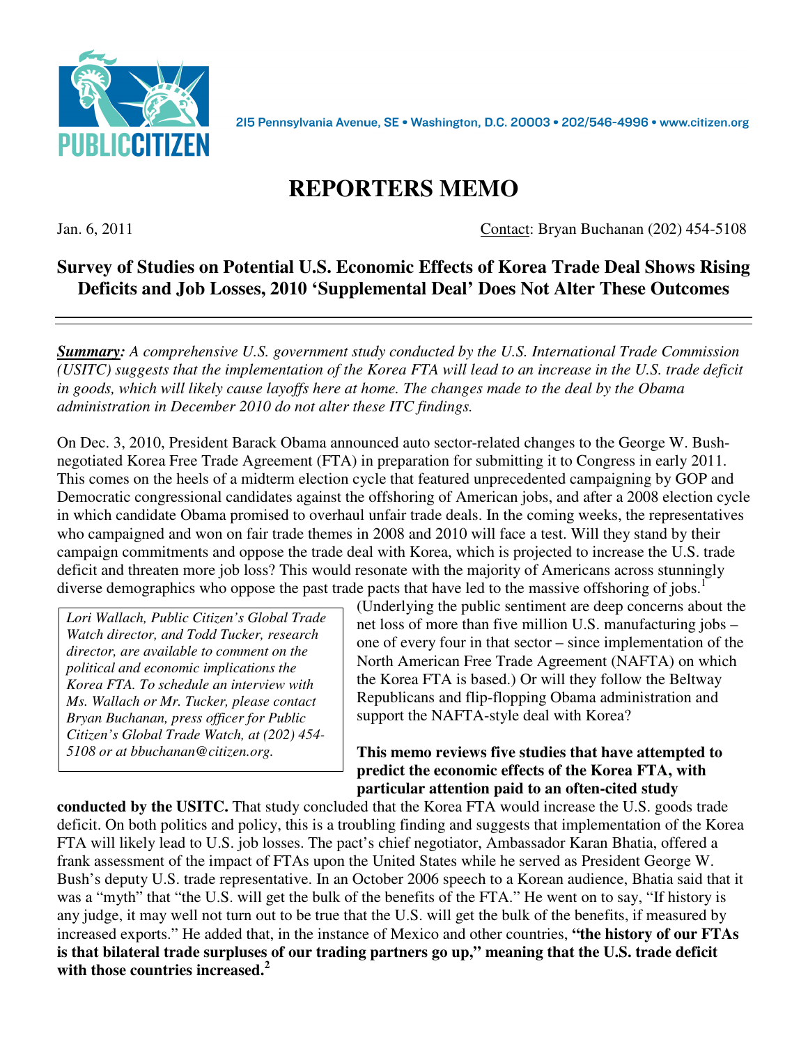PUBLIC CITIZEN

215 Pennsylvania Avenue, SE • Washington, D.C. 20003 • 202/546-4996 • www.citizen.org

# REPORTERS MEMO

Jan. 6, 2011 Contact: Bryan Buchanan (202) 454-5108

## Survey of Studies on Potential U.S. Economic Effects of Korea Trade Deal Shows Rising Deficits and Job Losses, 2010 'Supplemental Deal' Does Not Alter These Outcomes

***Summary:*** *A comprehensive U.S. government study conducted by the U.S. International Trade Commission (USITC) suggests that the implementation of the Korea FTA will lead to an increase in the U.S. trade deficit in goods, which will likely cause layoffs here at home. The changes made to the deal by the Obama administration in December 2010 do not alter these ITC findings.*

On Dec. 3, 2010, President Barack Obama announced auto sector-related changes to the George W. Bush-negotiated Korea Free Trade Agreement (FTA) in preparation for submitting it to Congress in early 2011. This comes on the heels of a midterm election cycle that featured unprecedented campaigning by GOP and Democratic congressional candidates against the offshoring of American jobs, and after a 2008 election cycle in which candidate Obama promised to overhaul unfair trade deals. In the coming weeks, the representatives who campaigned and won on fair trade themes in 2008 and 2010 will face a test. Will they stand by their campaign commitments and oppose the trade deal with Korea, which is projected to increase the U.S. trade deficit and threaten more job loss? This would resonate with the majority of Americans across stunningly diverse demographics who oppose the past trade pacts that have led to the massive offshoring of jobs.[1] (Underlying the public sentiment are deep concerns about the net loss of more than five million U.S. manufacturing jobs – one of every four in that sector – since implementation of the North American Free Trade Agreement (NAFTA) on which the Korea FTA is based.) Or will they follow the Beltway Republicans and flip-flopping Obama administration and support the NAFTA-style deal with Korea?

> *Lori Wallach, Public Citizen's Global Trade Watch director, and Todd Tucker, research director, are available to comment on the political and economic implications the Korea FTA. To schedule an interview with Ms. Wallach or Mr. Tucker, please contact Bryan Buchanan, press officer for Public Citizen's Global Trade Watch, at (202) 454-5108 or at bbuchanan@citizen.org.*

**This memo reviews five studies that have attempted to predict the economic effects of the Korea FTA, with particular attention paid to an often-cited study conducted by the USITC.** That study concluded that the Korea FTA would increase the U.S. goods trade deficit. On both politics and policy, this is a troubling finding and suggests that implementation of the Korea FTA will likely lead to U.S. job losses. The pact's chief negotiator, Ambassador Karan Bhatia, offered a frank assessment of the impact of FTAs upon the United States while he served as President George W. Bush's deputy U.S. trade representative. In an October 2006 speech to a Korean audience, Bhatia said that it was a "myth" that "the U.S. will get the bulk of the benefits of the FTA." He went on to say, "If history is any judge, it may well not turn out to be true that the U.S. will get the bulk of the benefits, if measured by increased exports." He added that, in the instance of Mexico and other countries, **"the history of our FTAs is that bilateral trade surpluses of our trading partners go up," meaning that the U.S. trade deficit with those countries increased.[2]**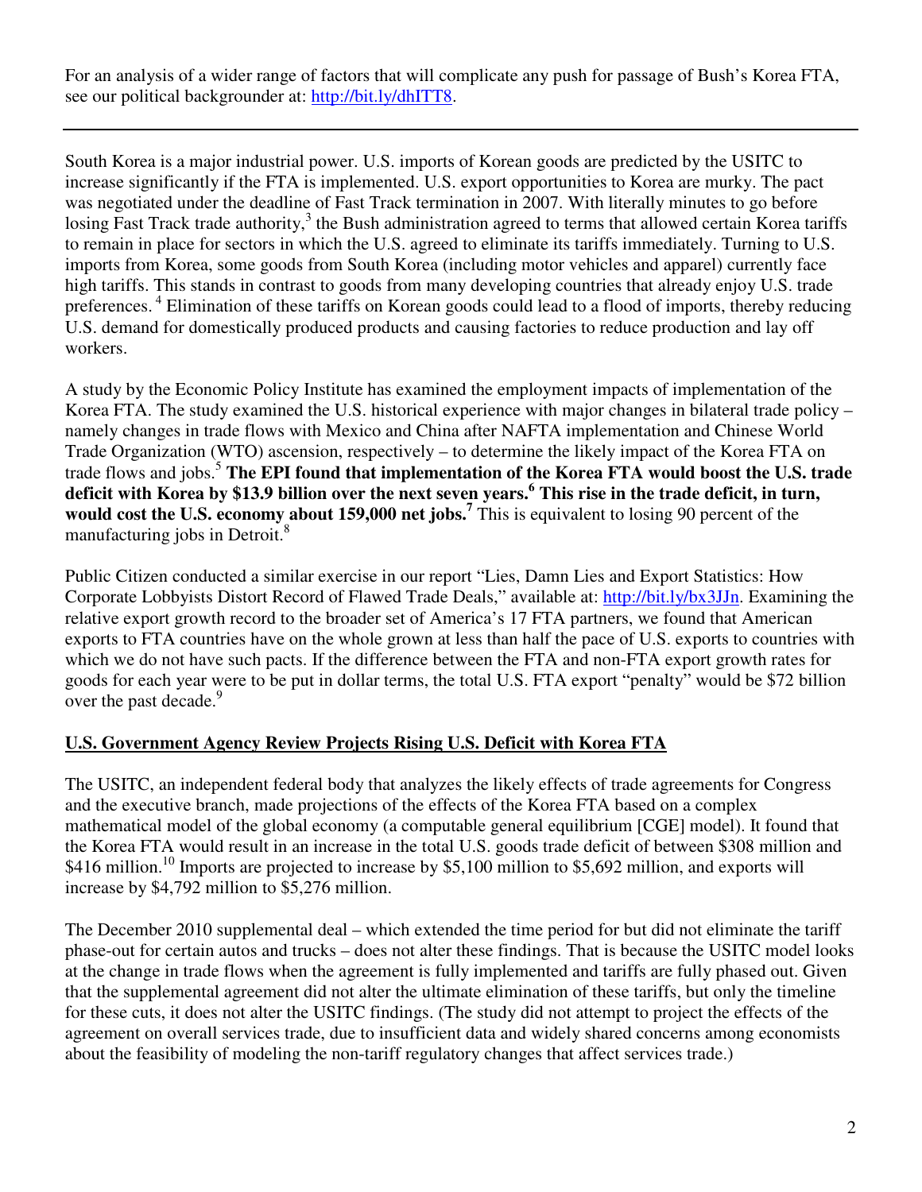For an analysis of a wider range of factors that will complicate any push for passage of Bush's Korea FTA, see our political backgrounder at: http://bit.ly/dhITT8.

---

South Korea is a major industrial power. U.S. imports of Korean goods are predicted by the USITC to increase significantly if the FTA is implemented. U.S. export opportunities to Korea are murky. The pact was negotiated under the deadline of Fast Track termination in 2007. With literally minutes to go before losing Fast Track trade authority,[3] the Bush administration agreed to terms that allowed certain Korea tariffs to remain in place for sectors in which the U.S. agreed to eliminate its tariffs immediately. Turning to U.S. imports from Korea, some goods from South Korea (including motor vehicles and apparel) currently face high tariffs. This stands in contrast to goods from many developing countries that already enjoy U.S. trade preferences. [4] Elimination of these tariffs on Korean goods could lead to a flood of imports, thereby reducing U.S. demand for domestically produced products and causing factories to reduce production and lay off workers.

A study by the Economic Policy Institute has examined the employment impacts of implementation of the Korea FTA. The study examined the U.S. historical experience with major changes in bilateral trade policy – namely changes in trade flows with Mexico and China after NAFTA implementation and Chinese World Trade Organization (WTO) ascension, respectively – to determine the likely impact of the Korea FTA on trade flows and jobs.[5] **The EPI found that implementation of the Korea FTA would boost the U.S. trade deficit with Korea by $13.9 billion over the next seven years.[6] This rise in the trade deficit, in turn, would cost the U.S. economy about 159,000 net jobs.[7]** This is equivalent to losing 90 percent of the manufacturing jobs in Detroit.[8]

Public Citizen conducted a similar exercise in our report "Lies, Damn Lies and Export Statistics: How Corporate Lobbyists Distort Record of Flawed Trade Deals," available at: http://bit.ly/bx3JJn. Examining the relative export growth record to the broader set of America's 17 FTA partners, we found that American exports to FTA countries have on the whole grown at less than half the pace of U.S. exports to countries with which we do not have such pacts. If the difference between the FTA and non-FTA export growth rates for goods for each year were to be put in dollar terms, the total U.S. FTA export "penalty" would be $72 billion over the past decade.[9]

## U.S. Government Agency Review Projects Rising U.S. Deficit with Korea FTA

The USITC, an independent federal body that analyzes the likely effects of trade agreements for Congress and the executive branch, made projections of the effects of the Korea FTA based on a complex mathematical model of the global economy (a computable general equilibrium [CGE] model). It found that the Korea FTA would result in an increase in the total U.S. goods trade deficit of between $308 million and $416 million.[10] Imports are projected to increase by $5,100 million to $5,692 million, and exports will increase by $4,792 million to $5,276 million.

The December 2010 supplemental deal – which extended the time period for but did not eliminate the tariff phase-out for certain autos and trucks – does not alter these findings. That is because the USITC model looks at the change in trade flows when the agreement is fully implemented and tariffs are fully phased out. Given that the supplemental agreement did not alter the ultimate elimination of these tariffs, but only the timeline for these cuts, it does not alter the USITC findings. (The study did not attempt to project the effects of the agreement on overall services trade, due to insufficient data and widely shared concerns among economists about the feasibility of modeling the non-tariff regulatory changes that affect services trade.)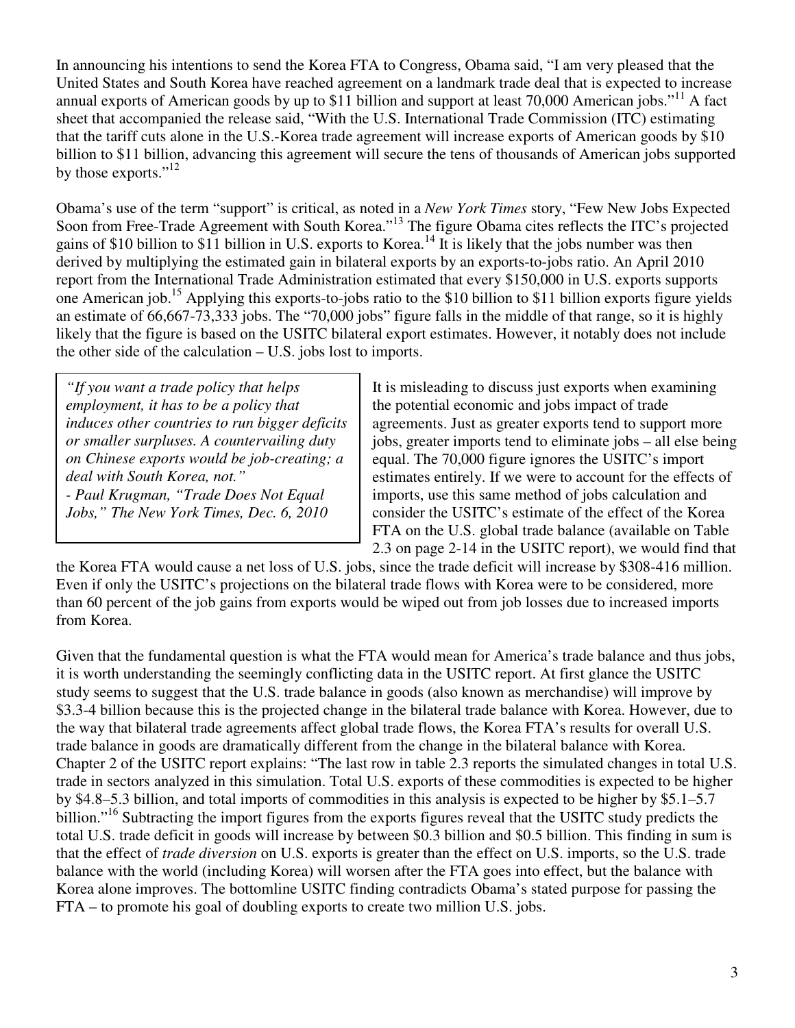In announcing his intentions to send the Korea FTA to Congress, Obama said, "I am very pleased that the United States and South Korea have reached agreement on a landmark trade deal that is expected to increase annual exports of American goods by up to $11 billion and support at least 70,000 American jobs."[11] A fact sheet that accompanied the release said, "With the U.S. International Trade Commission (ITC) estimating that the tariff cuts alone in the U.S.-Korea trade agreement will increase exports of American goods by $10 billion to $11 billion, advancing this agreement will secure the tens of thousands of American jobs supported by those exports."[12]

Obama's use of the term "support" is critical, as noted in a *New York Times* story, "Few New Jobs Expected Soon from Free-Trade Agreement with South Korea."[13] The figure Obama cites reflects the ITC's projected gains of $10 billion to $11 billion in U.S. exports to Korea.[14] It is likely that the jobs number was then derived by multiplying the estimated gain in bilateral exports by an exports-to-jobs ratio. An April 2010 report from the International Trade Administration estimated that every $150,000 in U.S. exports supports one American job.[15] Applying this exports-to-jobs ratio to the $10 billion to $11 billion exports figure yields an estimate of 66,667-73,333 jobs. The "70,000 jobs" figure falls in the middle of that range, so it is highly likely that the figure is based on the USITC bilateral export estimates. However, it notably does not include the other side of the calculation – U.S. jobs lost to imports.

> *"If you want a trade policy that helps employment, it has to be a policy that induces other countries to run bigger deficits or smaller surpluses. A countervailing duty on Chinese exports would be job-creating; a deal with South Korea, not."*
> *- Paul Krugman, "Trade Does Not Equal Jobs," The New York Times, Dec. 6, 2010*

It is misleading to discuss just exports when examining the potential economic and jobs impact of trade agreements. Just as greater exports tend to support more jobs, greater imports tend to eliminate jobs – all else being equal. The 70,000 figure ignores the USITC's import estimates entirely. If we were to account for the effects of imports, use this same method of jobs calculation and consider the USITC's estimate of the effect of the Korea FTA on the U.S. global trade balance (available on Table 2.3 on page 2-14 in the USITC report), we would find that the Korea FTA would cause a net loss of U.S. jobs, since the trade deficit will increase by $308-416 million. Even if only the USITC's projections on the bilateral trade flows with Korea were to be considered, more than 60 percent of the job gains from exports would be wiped out from job losses due to increased imports from Korea.

Given that the fundamental question is what the FTA would mean for America's trade balance and thus jobs, it is worth understanding the seemingly conflicting data in the USITC report. At first glance the USITC study seems to suggest that the U.S. trade balance in goods (also known as merchandise) will improve by $3.3-4 billion because this is the projected change in the bilateral trade balance with Korea. However, due to the way that bilateral trade agreements affect global trade flows, the Korea FTA's results for overall U.S. trade balance in goods are dramatically different from the change in the bilateral balance with Korea. Chapter 2 of the USITC report explains: "The last row in table 2.3 reports the simulated changes in total U.S. trade in sectors analyzed in this simulation. Total U.S. exports of these commodities is expected to be higher by $4.8–5.3 billion, and total imports of commodities in this analysis is expected to be higher by $5.1–5.7 billion."[16] Subtracting the import figures from the exports figures reveal that the USITC study predicts the total U.S. trade deficit in goods will increase by between $0.3 billion and $0.5 billion. This finding in sum is that the effect of *trade diversion* on U.S. exports is greater than the effect on U.S. imports, so the U.S. trade balance with the world (including Korea) will worsen after the FTA goes into effect, but the balance with Korea alone improves. The bottomline USITC finding contradicts Obama's stated purpose for passing the FTA – to promote his goal of doubling exports to create two million U.S. jobs.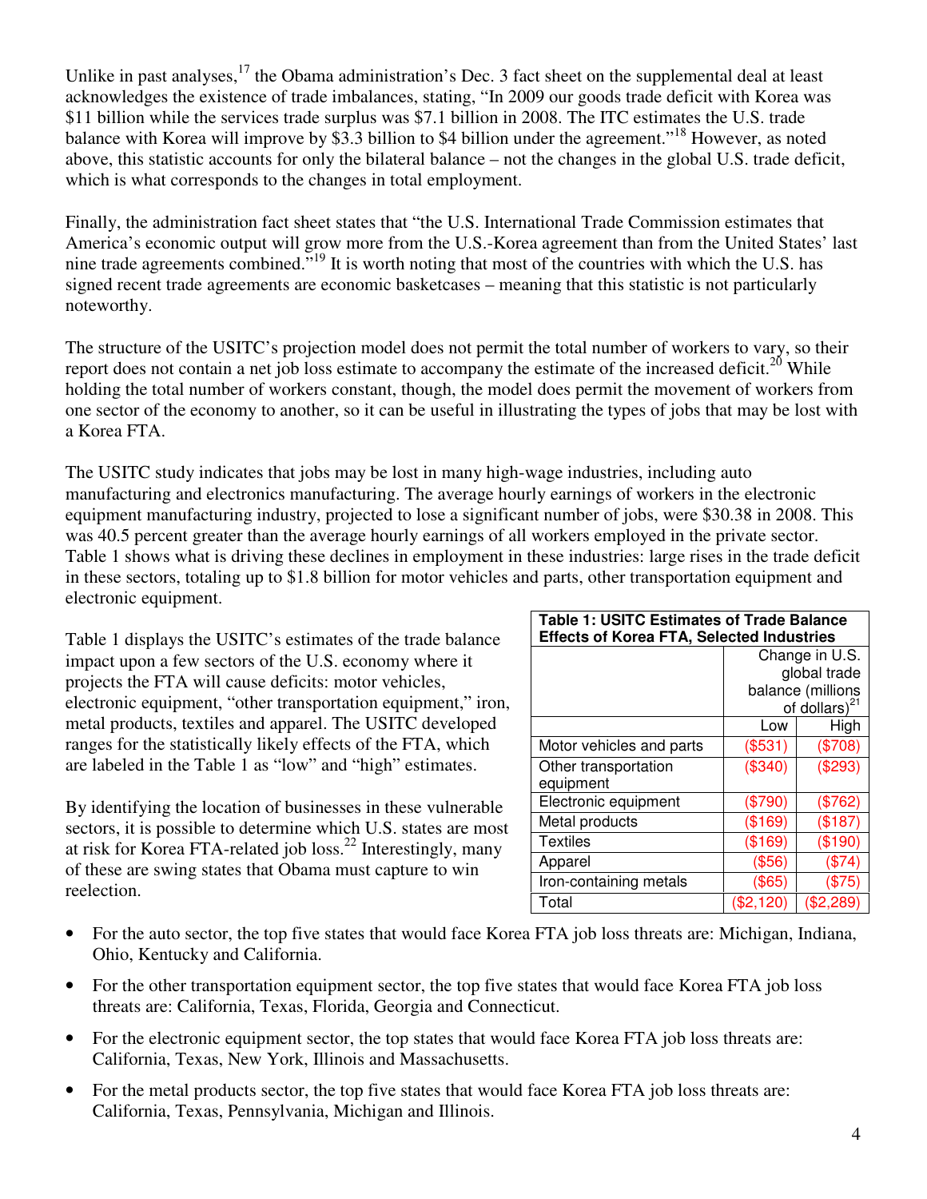Unlike in past analyses,[17] the Obama administration's Dec. 3 fact sheet on the supplemental deal at least acknowledges the existence of trade imbalances, stating, "In 2009 our goods trade deficit with Korea was $11 billion while the services trade surplus was $7.1 billion in 2008. The ITC estimates the U.S. trade balance with Korea will improve by $3.3 billion to $4 billion under the agreement."[18] However, as noted above, this statistic accounts for only the bilateral balance – not the changes in the global U.S. trade deficit, which is what corresponds to the changes in total employment.

Finally, the administration fact sheet states that "the U.S. International Trade Commission estimates that America's economic output will grow more from the U.S.-Korea agreement than from the United States' last nine trade agreements combined."[19] It is worth noting that most of the countries with which the U.S. has signed recent trade agreements are economic basketcases – meaning that this statistic is not particularly noteworthy.

The structure of the USITC's projection model does not permit the total number of workers to vary, so their report does not contain a net job loss estimate to accompany the estimate of the increased deficit.[20] While holding the total number of workers constant, though, the model does permit the movement of workers from one sector of the economy to another, so it can be useful in illustrating the types of jobs that may be lost with a Korea FTA.

The USITC study indicates that jobs may be lost in many high-wage industries, including auto manufacturing and electronics manufacturing. The average hourly earnings of workers in the electronic equipment manufacturing industry, projected to lose a significant number of jobs, were $30.38 in 2008. This was 40.5 percent greater than the average hourly earnings of all workers employed in the private sector. Table 1 shows what is driving these declines in employment in these industries: large rises in the trade deficit in these sectors, totaling up to $1.8 billion for motor vehicles and parts, other transportation equipment and electronic equipment.

Table 1 displays the USITC's estimates of the trade balance impact upon a few sectors of the U.S. economy where it projects the FTA will cause deficits: motor vehicles, electronic equipment, "other transportation equipment," iron, metal products, textiles and apparel. The USITC developed ranges for the statistically likely effects of the FTA, which are labeled in the Table 1 as "low" and "high" estimates.

**Table 1: USITC Estimates of Trade Balance Effects of Korea FTA, Selected Industries**

| | Change in U.S. global trade balance (millions of dollars)[21] | |
|---|---|---|
| | Low | High |
| Motor vehicles and parts | ($531) | ($708) |
| Other transportation equipment | ($340) | ($293) |
| Electronic equipment | ($790) | ($762) |
| Metal products | ($169) | ($187) |
| Textiles | ($169) | ($190) |
| Apparel | ($56) | ($74) |
| Iron-containing metals | ($65) | ($75) |
| Total | ($2,120) | ($2,289) |

By identifying the location of businesses in these vulnerable sectors, it is possible to determine which U.S. states are most at risk for Korea FTA-related job loss.[22] Interestingly, many of these are swing states that Obama must capture to win reelection.

- For the auto sector, the top five states that would face Korea FTA job loss threats are: Michigan, Indiana, Ohio, Kentucky and California.
- For the other transportation equipment sector, the top five states that would face Korea FTA job loss threats are: California, Texas, Florida, Georgia and Connecticut.
- For the electronic equipment sector, the top states that would face Korea FTA job loss threats are: California, Texas, New York, Illinois and Massachusetts.
- For the metal products sector, the top five states that would face Korea FTA job loss threats are: California, Texas, Pennsylvania, Michigan and Illinois.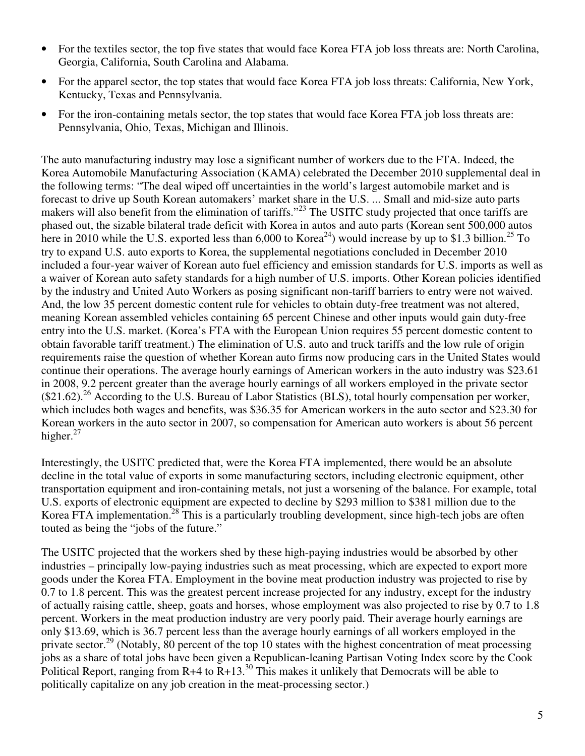- For the textiles sector, the top five states that would face Korea FTA job loss threats are: North Carolina, Georgia, California, South Carolina and Alabama.
- For the apparel sector, the top states that would face Korea FTA job loss threats: California, New York, Kentucky, Texas and Pennsylvania.
- For the iron-containing metals sector, the top states that would face Korea FTA job loss threats are: Pennsylvania, Ohio, Texas, Michigan and Illinois.

The auto manufacturing industry may lose a significant number of workers due to the FTA. Indeed, the Korea Automobile Manufacturing Association (KAMA) celebrated the December 2010 supplemental deal in the following terms: "The deal wiped off uncertainties in the world's largest automobile market and is forecast to drive up South Korean automakers' market share in the U.S. ... Small and mid-size auto parts makers will also benefit from the elimination of tariffs."[23] The USITC study projected that once tariffs are phased out, the sizable bilateral trade deficit with Korea in autos and auto parts (Korean sent 500,000 autos here in 2010 while the U.S. exported less than 6,000 to Korea[24]) would increase by up to $1.3 billion.[25] To try to expand U.S. auto exports to Korea, the supplemental negotiations concluded in December 2010 included a four-year waiver of Korean auto fuel efficiency and emission standards for U.S. imports as well as a waiver of Korean auto safety standards for a high number of U.S. imports. Other Korean policies identified by the industry and United Auto Workers as posing significant non-tariff barriers to entry were not waived. And, the low 35 percent domestic content rule for vehicles to obtain duty-free treatment was not altered, meaning Korean assembled vehicles containing 65 percent Chinese and other inputs would gain duty-free entry into the U.S. market. (Korea's FTA with the European Union requires 55 percent domestic content to obtain favorable tariff treatment.) The elimination of U.S. auto and truck tariffs and the low rule of origin requirements raise the question of whether Korean auto firms now producing cars in the United States would continue their operations. The average hourly earnings of American workers in the auto industry was $23.61 in 2008, 9.2 percent greater than the average hourly earnings of all workers employed in the private sector ($21.62).[26] According to the U.S. Bureau of Labor Statistics (BLS), total hourly compensation per worker, which includes both wages and benefits, was $36.35 for American workers in the auto sector and $23.30 for Korean workers in the auto sector in 2007, so compensation for American auto workers is about 56 percent higher.[27]

Interestingly, the USITC predicted that, were the Korea FTA implemented, there would be an absolute decline in the total value of exports in some manufacturing sectors, including electronic equipment, other transportation equipment and iron-containing metals, not just a worsening of the balance. For example, total U.S. exports of electronic equipment are expected to decline by $293 million to $381 million due to the Korea FTA implementation.[28] This is a particularly troubling development, since high-tech jobs are often touted as being the "jobs of the future."

The USITC projected that the workers shed by these high-paying industries would be absorbed by other industries – principally low-paying industries such as meat processing, which are expected to export more goods under the Korea FTA. Employment in the bovine meat production industry was projected to rise by 0.7 to 1.8 percent. This was the greatest percent increase projected for any industry, except for the industry of actually raising cattle, sheep, goats and horses, whose employment was also projected to rise by 0.7 to 1.8 percent. Workers in the meat production industry are very poorly paid. Their average hourly earnings are only $13.69, which is 36.7 percent less than the average hourly earnings of all workers employed in the private sector.[29] (Notably, 80 percent of the top 10 states with the highest concentration of meat processing jobs as a share of total jobs have been given a Republican-leaning Partisan Voting Index score by the Cook Political Report, ranging from R+4 to R+13.[30] This makes it unlikely that Democrats will be able to politically capitalize on any job creation in the meat-processing sector.)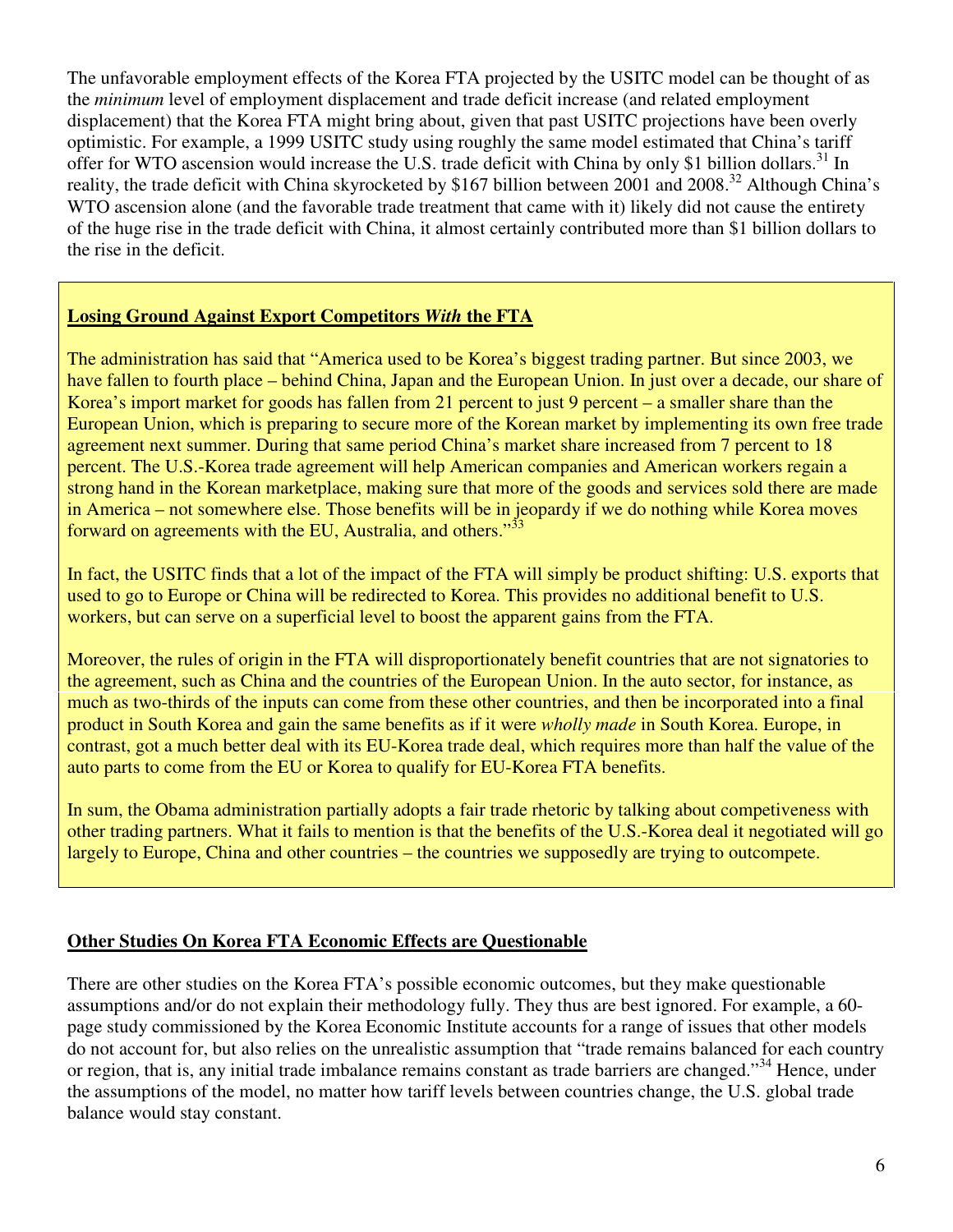The unfavorable employment effects of the Korea FTA projected by the USITC model can be thought of as the *minimum* level of employment displacement and trade deficit increase (and related employment displacement) that the Korea FTA might bring about, given that past USITC projections have been overly optimistic. For example, a 1999 USITC study using roughly the same model estimated that China's tariff offer for WTO ascension would increase the U.S. trade deficit with China by only $1 billion dollars.[31] In reality, the trade deficit with China skyrocketed by $167 billion between 2001 and 2008.[32] Although China's WTO ascension alone (and the favorable trade treatment that came with it) likely did not cause the entirety of the huge rise in the trade deficit with China, it almost certainly contributed more than $1 billion dollars to the rise in the deficit.

**Losing Ground Against Export Competitors *With* the FTA**

The administration has said that "America used to be Korea's biggest trading partner. But since 2003, we have fallen to fourth place – behind China, Japan and the European Union. In just over a decade, our share of Korea's import market for goods has fallen from 21 percent to just 9 percent – a smaller share than the European Union, which is preparing to secure more of the Korean market by implementing its own free trade agreement next summer. During that same period China's market share increased from 7 percent to 18 percent. The U.S.-Korea trade agreement will help American companies and American workers regain a strong hand in the Korean marketplace, making sure that more of the goods and services sold there are made in America – not somewhere else. Those benefits will be in jeopardy if we do nothing while Korea moves forward on agreements with the EU, Australia, and others."[33]

In fact, the USITC finds that a lot of the impact of the FTA will simply be product shifting: U.S. exports that used to go to Europe or China will be redirected to Korea. This provides no additional benefit to U.S. workers, but can serve on a superficial level to boost the apparent gains from the FTA.

Moreover, the rules of origin in the FTA will disproportionately benefit countries that are not signatories to the agreement, such as China and the countries of the European Union. In the auto sector, for instance, as much as two-thirds of the inputs can come from these other countries, and then be incorporated into a final product in South Korea and gain the same benefits as if it were *wholly made* in South Korea. Europe, in contrast, got a much better deal with its EU-Korea trade deal, which requires more than half the value of the auto parts to come from the EU or Korea to qualify for EU-Korea FTA benefits.

In sum, the Obama administration partially adopts a fair trade rhetoric by talking about competiveness with other trading partners. What it fails to mention is that the benefits of the U.S.-Korea deal it negotiated will go largely to Europe, China and other countries – the countries we supposedly are trying to outcompete.

**Other Studies On Korea FTA Economic Effects are Questionable**

There are other studies on the Korea FTA's possible economic outcomes, but they make questionable assumptions and/or do not explain their methodology fully. They thus are best ignored. For example, a 60-page study commissioned by the Korea Economic Institute accounts for a range of issues that other models do not account for, but also relies on the unrealistic assumption that "trade remains balanced for each country or region, that is, any initial trade imbalance remains constant as trade barriers are changed."[34] Hence, under the assumptions of the model, no matter how tariff levels between countries change, the U.S. global trade balance would stay constant.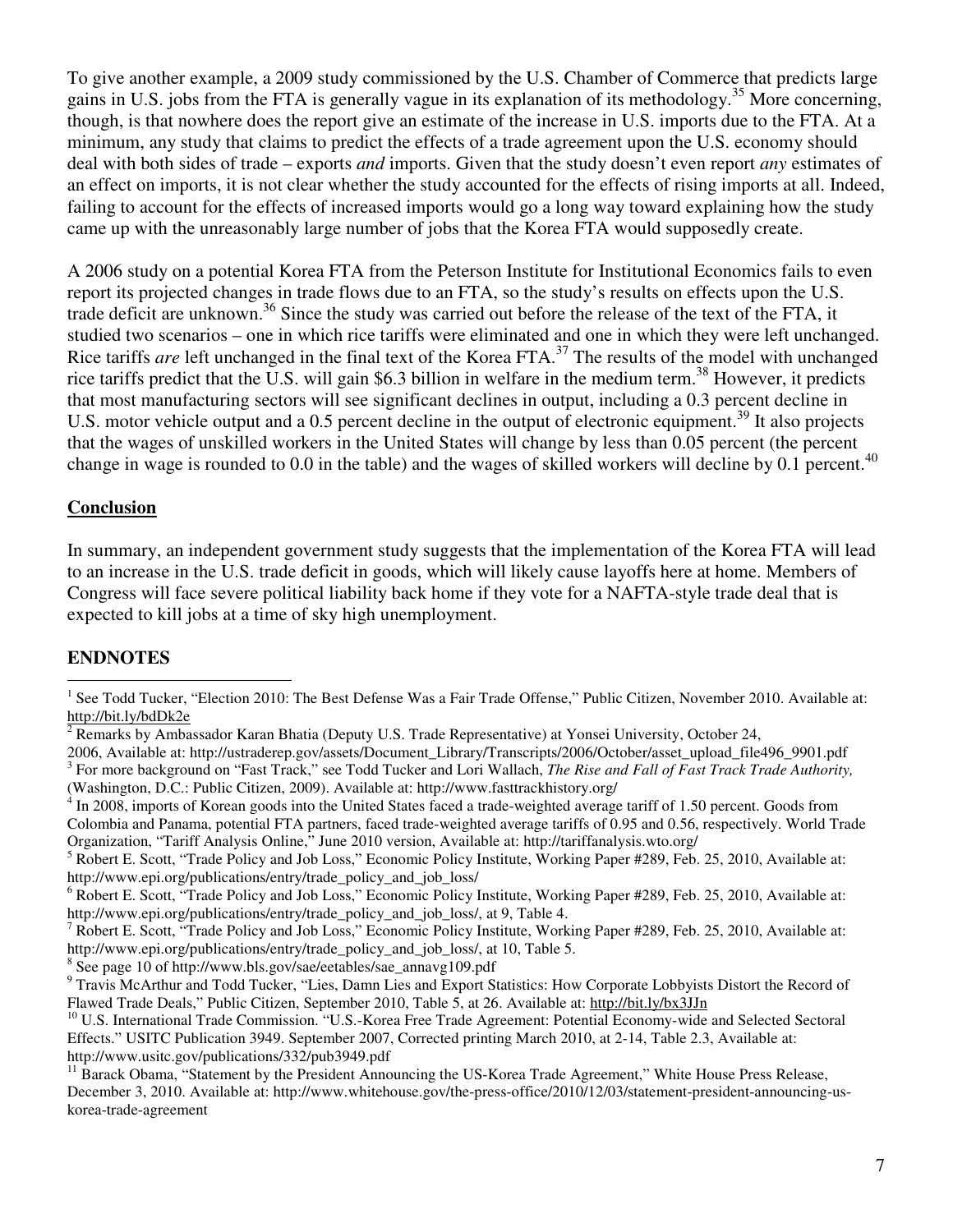To give another example, a 2009 study commissioned by the U.S. Chamber of Commerce that predicts large gains in U.S. jobs from the FTA is generally vague in its explanation of its methodology.[35] More concerning, though, is that nowhere does the report give an estimate of the increase in U.S. imports due to the FTA. At a minimum, any study that claims to predict the effects of a trade agreement upon the U.S. economy should deal with both sides of trade – exports *and* imports. Given that the study doesn't even report *any* estimates of an effect on imports, it is not clear whether the study accounted for the effects of rising imports at all. Indeed, failing to account for the effects of increased imports would go a long way toward explaining how the study came up with the unreasonably large number of jobs that the Korea FTA would supposedly create.

A 2006 study on a potential Korea FTA from the Peterson Institute for Institutional Economics fails to even report its projected changes in trade flows due to an FTA, so the study's results on effects upon the U.S. trade deficit are unknown.[36] Since the study was carried out before the release of the text of the FTA, it studied two scenarios – one in which rice tariffs were eliminated and one in which they were left unchanged. Rice tariffs *are* left unchanged in the final text of the Korea FTA.[37] The results of the model with unchanged rice tariffs predict that the U.S. will gain $6.3 billion in welfare in the medium term.[38] However, it predicts that most manufacturing sectors will see significant declines in output, including a 0.3 percent decline in U.S. motor vehicle output and a 0.5 percent decline in the output of electronic equipment.[39] It also projects that the wages of unskilled workers in the United States will change by less than 0.05 percent (the percent change in wage is rounded to 0.0 in the table) and the wages of skilled workers will decline by 0.1 percent.[40]

## Conclusion

In summary, an independent government study suggests that the implementation of the Korea FTA will lead to an increase in the U.S. trade deficit in goods, which will likely cause layoffs here at home. Members of Congress will face severe political liability back home if they vote for a NAFTA-style trade deal that is expected to kill jobs at a time of sky high unemployment.

## ENDNOTES

[1] See Todd Tucker, "Election 2010: The Best Defense Was a Fair Trade Offense," Public Citizen, November 2010. Available at: http://bit.ly/bdDk2e

[2] Remarks by Ambassador Karan Bhatia (Deputy U.S. Trade Representative) at Yonsei University, October 24, 2006, Available at: http://ustraderep.gov/assets/Document_Library/Transcripts/2006/October/asset_upload_file496_9901.pdf

[3] For more background on "Fast Track," see Todd Tucker and Lori Wallach, *The Rise and Fall of Fast Track Trade Authority,* (Washington, D.C.: Public Citizen, 2009). Available at: http://www.fasttrackhistory.org/

[4] In 2008, imports of Korean goods into the United States faced a trade-weighted average tariff of 1.50 percent. Goods from Colombia and Panama, potential FTA partners, faced trade-weighted average tariffs of 0.95 and 0.56, respectively. World Trade Organization, "Tariff Analysis Online," June 2010 version, Available at: http://tariffanalysis.wto.org/

[5] Robert E. Scott, "Trade Policy and Job Loss," Economic Policy Institute, Working Paper #289, Feb. 25, 2010, Available at: http://www.epi.org/publications/entry/trade_policy_and_job_loss/

[6] Robert E. Scott, "Trade Policy and Job Loss," Economic Policy Institute, Working Paper #289, Feb. 25, 2010, Available at: http://www.epi.org/publications/entry/trade_policy_and_job_loss/, at 9, Table 4.

[7] Robert E. Scott, "Trade Policy and Job Loss," Economic Policy Institute, Working Paper #289, Feb. 25, 2010, Available at: http://www.epi.org/publications/entry/trade_policy_and_job_loss/, at 10, Table 5.

[8] See page 10 of http://www.bls.gov/sae/eetables/sae_annavg109.pdf

[9] Travis McArthur and Todd Tucker, "Lies, Damn Lies and Export Statistics: How Corporate Lobbyists Distort the Record of Flawed Trade Deals," Public Citizen, September 2010, Table 5, at 26. Available at: http://bit.ly/bx3JJn

[10] U.S. International Trade Commission. "U.S.-Korea Free Trade Agreement: Potential Economy-wide and Selected Sectoral Effects." USITC Publication 3949. September 2007, Corrected printing March 2010, at 2-14, Table 2.3, Available at: http://www.usitc.gov/publications/332/pub3949.pdf

[11] Barack Obama, "Statement by the President Announcing the US-Korea Trade Agreement," White House Press Release, December 3, 2010. Available at: http://www.whitehouse.gov/the-press-office/2010/12/03/statement-president-announcing-us-korea-trade-agreement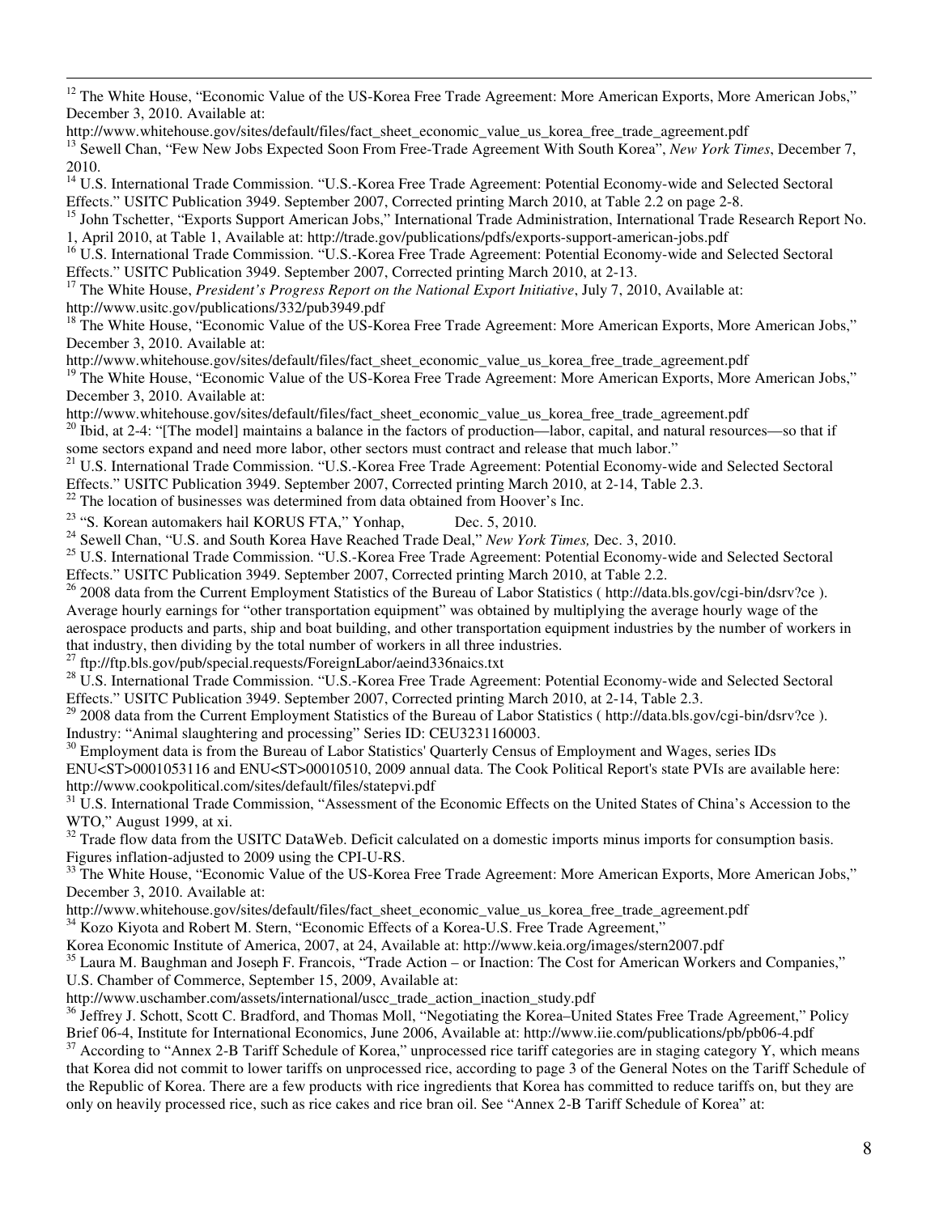[12] The White House, "Economic Value of the US-Korea Free Trade Agreement: More American Exports, More American Jobs," December 3, 2010. Available at: http://www.whitehouse.gov/sites/default/files/fact_sheet_economic_value_us_korea_free_trade_agreement.pdf

[13] Sewell Chan, "Few New Jobs Expected Soon From Free-Trade Agreement With South Korea", *New York Times*, December 7, 2010.

[14] U.S. International Trade Commission. "U.S.-Korea Free Trade Agreement: Potential Economy-wide and Selected Sectoral Effects." USITC Publication 3949. September 2007, Corrected printing March 2010, at Table 2.2 on page 2-8.

[15] John Tschetter, "Exports Support American Jobs," International Trade Administration, International Trade Research Report No. 1, April 2010, at Table 1, Available at: http://trade.gov/publications/pdfs/exports-support-american-jobs.pdf

[16] U.S. International Trade Commission. "U.S.-Korea Free Trade Agreement: Potential Economy-wide and Selected Sectoral Effects." USITC Publication 3949. September 2007, Corrected printing March 2010, at 2-13.

[17] The White House, *President's Progress Report on the National Export Initiative*, July 7, 2010, Available at: http://www.usitc.gov/publications/332/pub3949.pdf

[18] The White House, "Economic Value of the US-Korea Free Trade Agreement: More American Exports, More American Jobs," December 3, 2010. Available at: http://www.whitehouse.gov/sites/default/files/fact_sheet_economic_value_us_korea_free_trade_agreement.pdf

[19] The White House, "Economic Value of the US-Korea Free Trade Agreement: More American Exports, More American Jobs," December 3, 2010. Available at: http://www.whitehouse.gov/sites/default/files/fact_sheet_economic_value_us_korea_free_trade_agreement.pdf

[20] Ibid, at 2-4: "[The model] maintains a balance in the factors of production—labor, capital, and natural resources—so that if some sectors expand and need more labor, other sectors must contract and release that much labor."

[21] U.S. International Trade Commission. "U.S.-Korea Free Trade Agreement: Potential Economy-wide and Selected Sectoral Effects." USITC Publication 3949. September 2007, Corrected printing March 2010, at 2-14, Table 2.3.

[22] The location of businesses was determined from data obtained from Hoover's Inc.

[23] "S. Korean automakers hail KORUS FTA," Yonhap, Dec. 5, 2010.

[24] Sewell Chan, "U.S. and South Korea Have Reached Trade Deal," *New York Times,* Dec. 3, 2010.

[25] U.S. International Trade Commission. "U.S.-Korea Free Trade Agreement: Potential Economy-wide and Selected Sectoral Effects." USITC Publication 3949. September 2007, Corrected printing March 2010, at Table 2.2.

[26] 2008 data from the Current Employment Statistics of the Bureau of Labor Statistics ( http://data.bls.gov/cgi-bin/dsrv?ce ). Average hourly earnings for "other transportation equipment" was obtained by multiplying the average hourly wage of the aerospace products and parts, ship and boat building, and other transportation equipment industries by the number of workers in that industry, then dividing by the total number of workers in all three industries.

[27] ftp://ftp.bls.gov/pub/special.requests/ForeignLabor/aeind336naics.txt

[28] U.S. International Trade Commission. "U.S.-Korea Free Trade Agreement: Potential Economy-wide and Selected Sectoral Effects." USITC Publication 3949. September 2007, Corrected printing March 2010, at 2-14, Table 2.3.

[29] 2008 data from the Current Employment Statistics of the Bureau of Labor Statistics ( http://data.bls.gov/cgi-bin/dsrv?ce ). Industry: "Animal slaughtering and processing" Series ID: CEU3231160003.

[30] Employment data is from the Bureau of Labor Statistics' Quarterly Census of Employment and Wages, series IDs ENU<ST>0001053116 and ENU<ST>00010510, 2009 annual data. The Cook Political Report's state PVIs are available here: http://www.cookpolitical.com/sites/default/files/statepvi.pdf

[31] U.S. International Trade Commission, "Assessment of the Economic Effects on the United States of China's Accession to the WTO," August 1999, at xi.

[32] Trade flow data from the USITC DataWeb. Deficit calculated on a domestic imports minus imports for consumption basis. Figures inflation-adjusted to 2009 using the CPI-U-RS.

[33] The White House, "Economic Value of the US-Korea Free Trade Agreement: More American Exports, More American Jobs," December 3, 2010. Available at: http://www.whitehouse.gov/sites/default/files/fact_sheet_economic_value_us_korea_free_trade_agreement.pdf

[34] Kozo Kiyota and Robert M. Stern, "Economic Effects of a Korea-U.S. Free Trade Agreement," Korea Economic Institute of America, 2007, at 24, Available at: http://www.keia.org/images/stern2007.pdf

[35] Laura M. Baughman and Joseph F. Francois, "Trade Action – or Inaction: The Cost for American Workers and Companies," U.S. Chamber of Commerce, September 15, 2009, Available at: http://www.uschamber.com/assets/international/uscc_trade_action_inaction_study.pdf

[36] Jeffrey J. Schott, Scott C. Bradford, and Thomas Moll, "Negotiating the Korea–United States Free Trade Agreement," Policy Brief 06-4, Institute for International Economics, June 2006, Available at: http://www.iie.com/publications/pb/pb06-4.pdf

[37] According to "Annex 2-B Tariff Schedule of Korea," unprocessed rice tariff categories are in staging category Y, which means that Korea did not commit to lower tariffs on unprocessed rice, according to page 3 of the General Notes on the Tariff Schedule of the Republic of Korea. There are a few products with rice ingredients that Korea has committed to reduce tariffs on, but they are only on heavily processed rice, such as rice cakes and rice bran oil. See "Annex 2-B Tariff Schedule of Korea" at: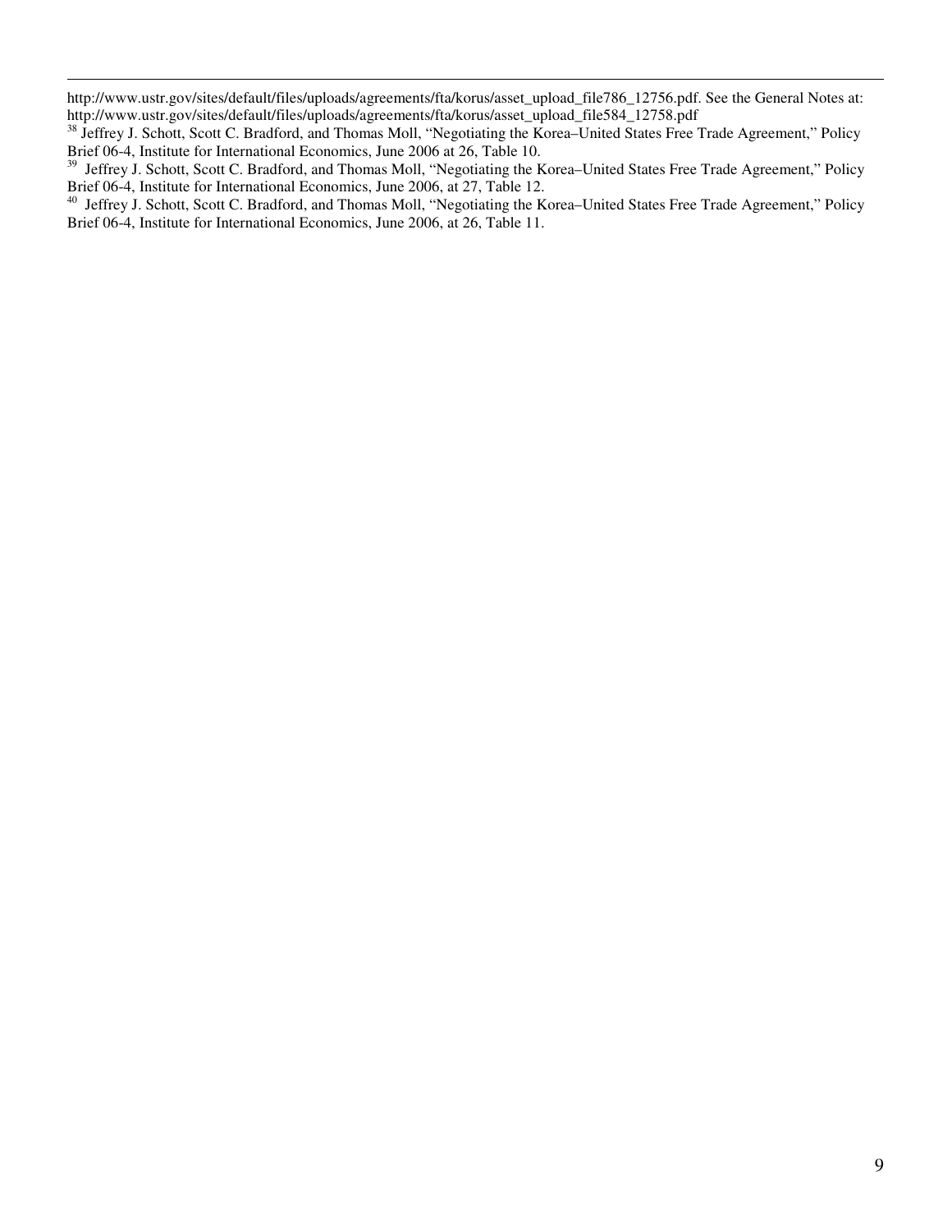http://www.ustr.gov/sites/default/files/uploads/agreements/fta/korus/asset_upload_file786_12756.pdf. See the General Notes at: http://www.ustr.gov/sites/default/files/uploads/agreements/fta/korus/asset_upload_file584_12758.pdf

[38] Jeffrey J. Schott, Scott C. Bradford, and Thomas Moll, "Negotiating the Korea–United States Free Trade Agreement," Policy Brief 06-4, Institute for International Economics, June 2006 at 26, Table 10.

[39] Jeffrey J. Schott, Scott C. Bradford, and Thomas Moll, "Negotiating the Korea–United States Free Trade Agreement," Policy Brief 06-4, Institute for International Economics, June 2006, at 27, Table 12.

[40] Jeffrey J. Schott, Scott C. Bradford, and Thomas Moll, "Negotiating the Korea–United States Free Trade Agreement," Policy Brief 06-4, Institute for International Economics, June 2006, at 26, Table 11.